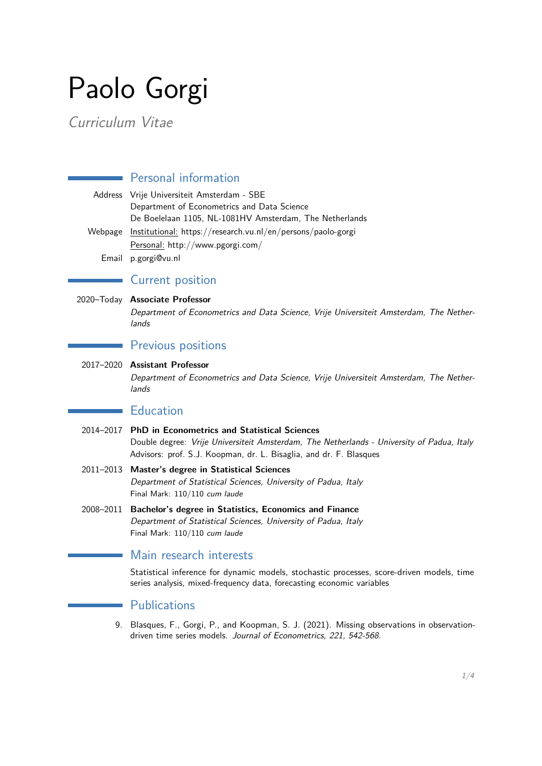// Paolo Gorgi

*Curriculum Vitae*

## Personal information

Address: Vrije Universiteit Amsterdam - SBE
Department of Econometrics and Data Science
De Boelelaan 1105, NL-1081HV Amsterdam, The Netherlands

Webpage: Institutional: https://research.vu.nl/en/persons/paolo-gorgi
Personal: http://www.pgorgi.com/

Email: p.gorgi@vu.nl

## Current position

2020–Today **Associate Professor**
*Department of Econometrics and Data Science, Vrije Universiteit Amsterdam, The Netherlands*

## Previous positions

2017–2020 **Assistant Professor**
*Department of Econometrics and Data Science, Vrije Universiteit Amsterdam, The Netherlands*

## Education

2014–2017 **PhD in Econometrics and Statistical Sciences**
Double degree: *Vrije Universiteit Amsterdam, The Netherlands - University of Padua, Italy*
Advisors: prof. S.J. Koopman, dr. L. Bisaglia, and dr. F. Blasques

2011–2013 **Master's degree in Statistical Sciences**
*Department of Statistical Sciences, University of Padua, Italy*
Final Mark: 110/110 *cum laude*

2008–2011 **Bachelor's degree in Statistics, Economics and Finance**
*Department of Statistical Sciences, University of Padua, Italy*
Final Mark: 110/110 *cum laude*

## Main research interests

Statistical inference for dynamic models, stochastic processes, score-driven models, time series analysis, mixed-frequency data, forecasting economic variables

## Publications

9. Blasques, F., Gorgi, P., and Koopman, S. J. (2021). Missing observations in observation-driven time series models. *Journal of Econometrics, 221, 542-568.*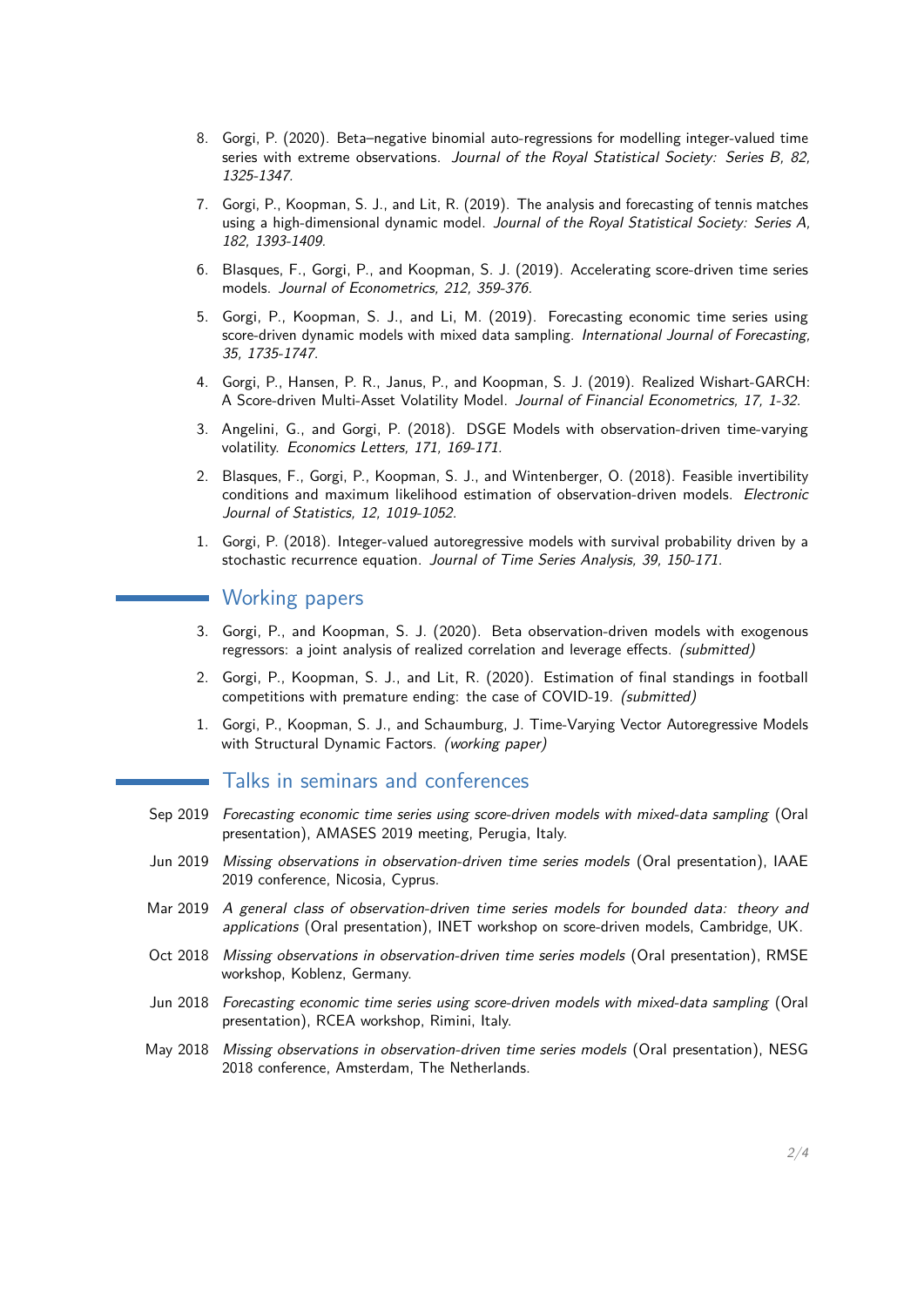8. Gorgi, P. (2020). Beta–negative binomial auto-regressions for modelling integer-valued time series with extreme observations. *Journal of the Royal Statistical Society: Series B, 82, 1325-1347.*

7. Gorgi, P., Koopman, S. J., and Lit, R. (2019). The analysis and forecasting of tennis matches using a high-dimensional dynamic model. *Journal of the Royal Statistical Society: Series A, 182, 1393-1409.*

6. Blasques, F., Gorgi, P., and Koopman, S. J. (2019). Accelerating score-driven time series models. *Journal of Econometrics, 212, 359-376.*

5. Gorgi, P., Koopman, S. J., and Li, M. (2019). Forecasting economic time series using score-driven dynamic models with mixed data sampling. *International Journal of Forecasting, 35, 1735-1747.*

4. Gorgi, P., Hansen, P. R., Janus, P., and Koopman, S. J. (2019). Realized Wishart-GARCH: A Score-driven Multi-Asset Volatility Model. *Journal of Financial Econometrics, 17, 1-32.*

3. Angelini, G., and Gorgi, P. (2018). DSGE Models with observation-driven time-varying volatility. *Economics Letters, 171, 169-171.*

2. Blasques, F., Gorgi, P., Koopman, S. J., and Wintenberger, O. (2018). Feasible invertibility conditions and maximum likelihood estimation of observation-driven models. *Electronic Journal of Statistics, 12, 1019-1052.*

1. Gorgi, P. (2018). Integer-valued autoregressive models with survival probability driven by a stochastic recurrence equation. *Journal of Time Series Analysis, 39, 150-171.*

## Working papers

3. Gorgi, P., and Koopman, S. J. (2020). Beta observation-driven models with exogenous regressors: a joint analysis of realized correlation and leverage effects. *(submitted)*

2. Gorgi, P., Koopman, S. J., and Lit, R. (2020). Estimation of final standings in football competitions with premature ending: the case of COVID-19. *(submitted)*

1. Gorgi, P., Koopman, S. J., and Schaumburg, J. Time-Varying Vector Autoregressive Models with Structural Dynamic Factors. *(working paper)*

## Talks in seminars and conferences

- **Sep 2019** *Forecasting economic time series using score-driven models with mixed-data sampling* (Oral presentation), AMASES 2019 meeting, Perugia, Italy.
- **Jun 2019** *Missing observations in observation-driven time series models* (Oral presentation), IAAE 2019 conference, Nicosia, Cyprus.
- **Mar 2019** *A general class of observation-driven time series models for bounded data: theory and applications* (Oral presentation), INET workshop on score-driven models, Cambridge, UK.
- **Oct 2018** *Missing observations in observation-driven time series models* (Oral presentation), RMSE workshop, Koblenz, Germany.
- **Jun 2018** *Forecasting economic time series using score-driven models with mixed-data sampling* (Oral presentation), RCEA workshop, Rimini, Italy.
- **May 2018** *Missing observations in observation-driven time series models* (Oral presentation), NESG 2018 conference, Amsterdam, The Netherlands.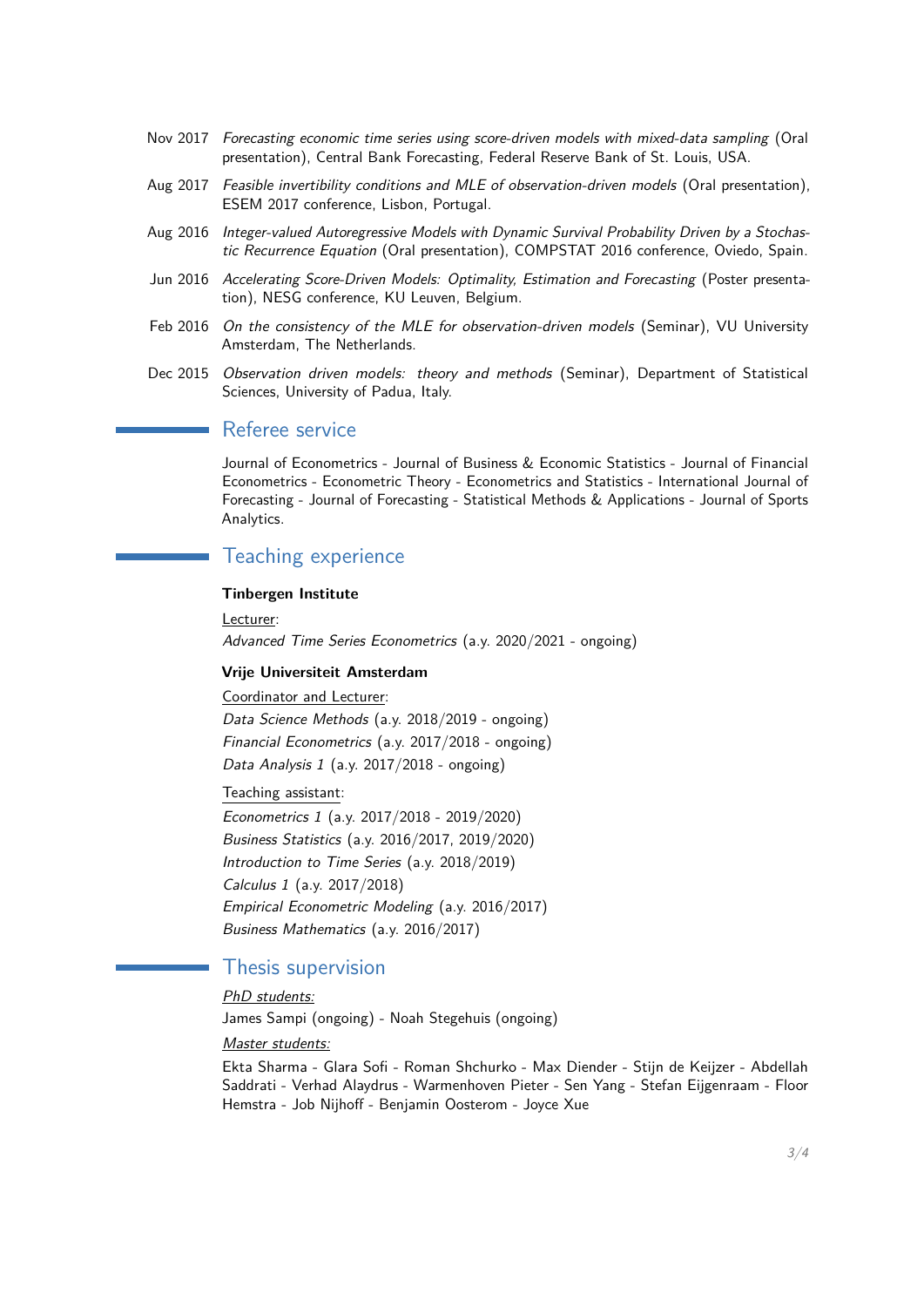Nov 2017 *Forecasting economic time series using score-driven models with mixed-data sampling* (Oral presentation), Central Bank Forecasting, Federal Reserve Bank of St. Louis, USA.

Aug 2017 *Feasible invertibility conditions and MLE of observation-driven models* (Oral presentation), ESEM 2017 conference, Lisbon, Portugal.

Aug 2016 *Integer-valued Autoregressive Models with Dynamic Survival Probability Driven by a Stochastic Recurrence Equation* (Oral presentation), COMPSTAT 2016 conference, Oviedo, Spain.

Jun 2016 *Accelerating Score-Driven Models: Optimality, Estimation and Forecasting* (Poster presentation), NESG conference, KU Leuven, Belgium.

Feb 2016 *On the consistency of the MLE for observation-driven models* (Seminar), VU University Amsterdam, The Netherlands.

Dec 2015 *Observation driven models: theory and methods* (Seminar), Department of Statistical Sciences, University of Padua, Italy.

## Referee service

Journal of Econometrics - Journal of Business & Economic Statistics - Journal of Financial Econometrics - Econometric Theory - Econometrics and Statistics - International Journal of Forecasting - Journal of Forecasting - Statistical Methods & Applications - Journal of Sports Analytics.

## Teaching experience

**Tinbergen Institute**

Lecturer:
*Advanced Time Series Econometrics* (a.y. 2020/2021 - ongoing)

**Vrije Universiteit Amsterdam**

Coordinator and Lecturer:
*Data Science Methods* (a.y. 2018/2019 - ongoing)
*Financial Econometrics* (a.y. 2017/2018 - ongoing)
*Data Analysis 1* (a.y. 2017/2018 - ongoing)

Teaching assistant:
*Econometrics 1* (a.y. 2017/2018 - 2019/2020)
*Business Statistics* (a.y. 2016/2017, 2019/2020)
*Introduction to Time Series* (a.y. 2018/2019)
*Calculus 1* (a.y. 2017/2018)
*Empirical Econometric Modeling* (a.y. 2016/2017)
*Business Mathematics* (a.y. 2016/2017)

## Thesis supervision

*PhD students:*
James Sampi (ongoing) - Noah Stegehuis (ongoing)

*Master students:*
Ekta Sharma - Glara Sofi - Roman Shchurko - Max Diender - Stijn de Keijzer - Abdellah Saddrati - Verhad Alaydrus - Warmenhoven Pieter - Sen Yang - Stefan Eijgenraam - Floor Hemstra - Job Nijhoff - Benjamin Oosterom - Joyce Xue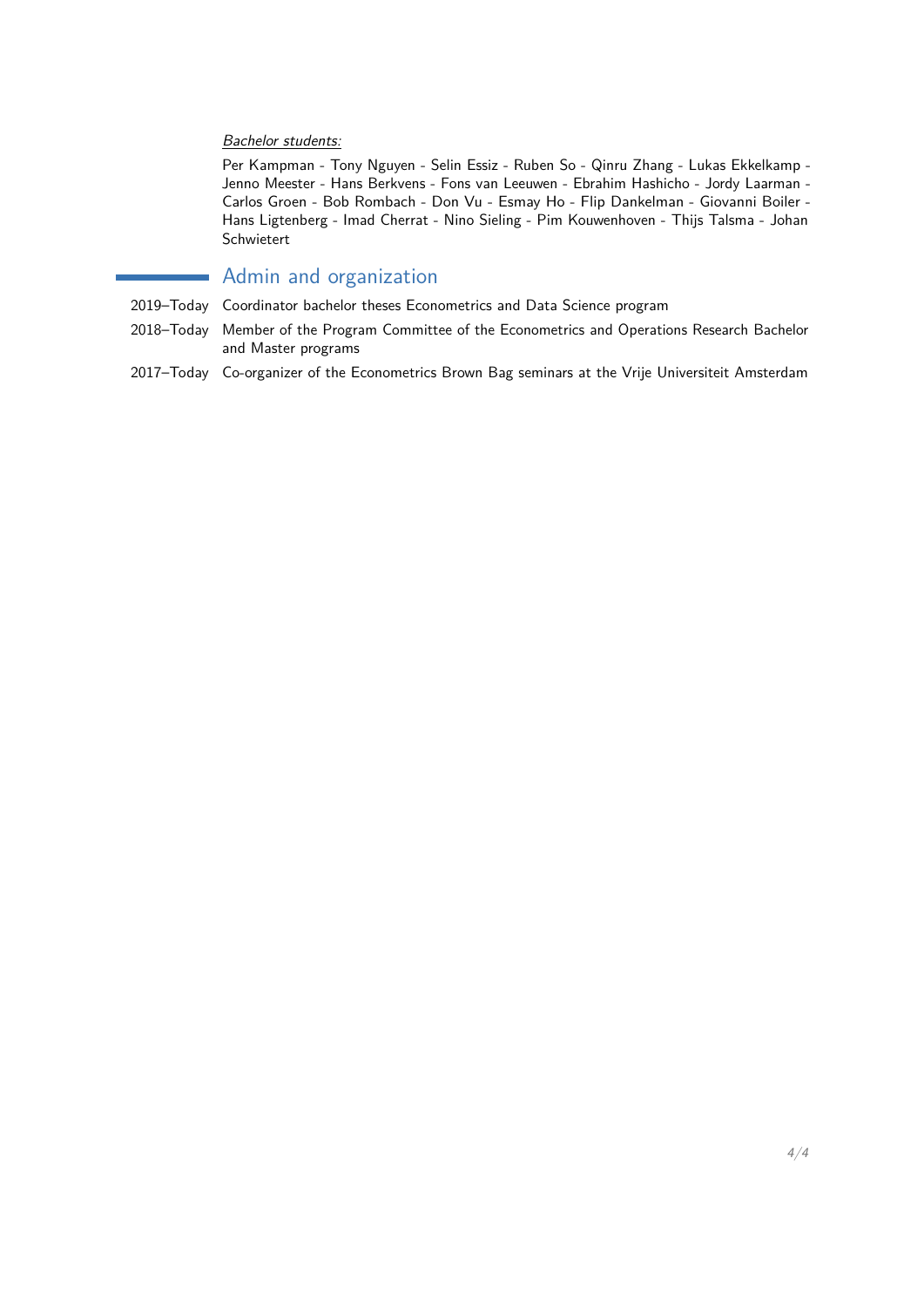*Bachelor students:*

Per Kampman - Tony Nguyen - Selin Essiz - Ruben So - Qinru Zhang - Lukas Ekkelkamp - Jenno Meester - Hans Berkvens - Fons van Leeuwen - Ebrahim Hashicho - Jordy Laarman - Carlos Groen - Bob Rombach - Don Vu - Esmay Ho - Flip Dankelman - Giovanni Boiler - Hans Ligtenberg - Imad Cherrat - Nino Sieling - Pim Kouwenhoven - Thijs Talsma - Johan Schwietert

## Admin and organization

2019–Today Coordinator bachelor theses Econometrics and Data Science program

2018–Today Member of the Program Committee of the Econometrics and Operations Research Bachelor and Master programs

2017–Today Co-organizer of the Econometrics Brown Bag seminars at the Vrije Universiteit Amsterdam